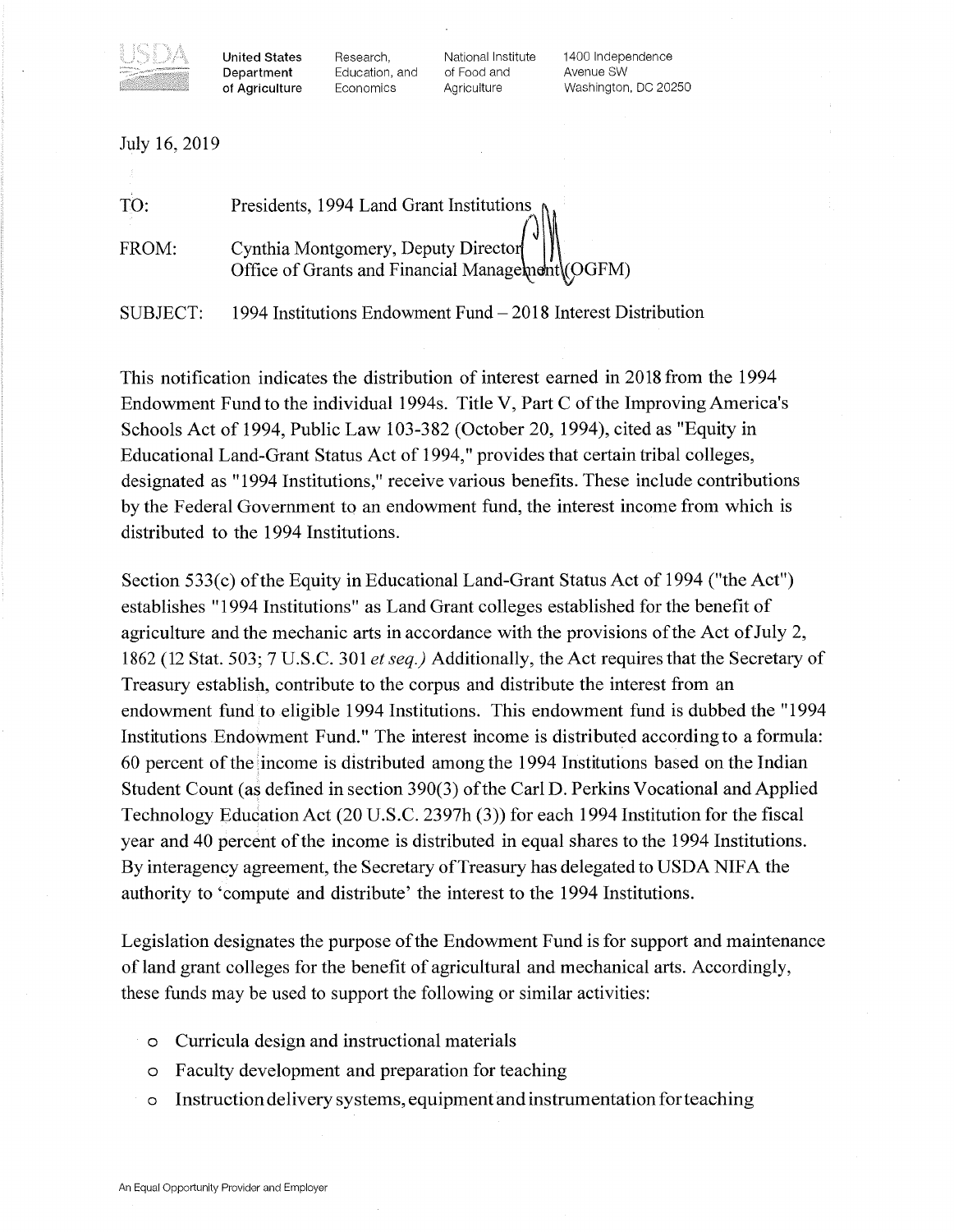USDA

United States Department of Agriculture | Research, Education, and Economics | National Institute of Food and Agriculture | 1400 Independence Avenue SW Washington, DC 20250

July 16, 2019

TO: Presidents, 1994 Land Grant Institutions

FROM: Cynthia Montgomery, Deputy Director
Office of Grants and Financial Management (OGFM)

SUBJECT: 1994 Institutions Endowment Fund – 2018 Interest Distribution

This notification indicates the distribution of interest earned in 2018 from the 1994 Endowment Fund to the individual 1994s. Title V, Part C of the Improving America's Schools Act of 1994, Public Law 103-382 (October 20, 1994), cited as "Equity in Educational Land-Grant Status Act of 1994," provides that certain tribal colleges, designated as "1994 Institutions," receive various benefits. These include contributions by the Federal Government to an endowment fund, the interest income from which is distributed to the 1994 Institutions.

Section 533(c) of the Equity in Educational Land-Grant Status Act of 1994 ("the Act") establishes "1994 Institutions" as Land Grant colleges established for the benefit of agriculture and the mechanic arts in accordance with the provisions of the Act of July 2, 1862 (12 Stat. 503; 7 U.S.C. 301 *et seq.)* Additionally, the Act requires that the Secretary of Treasury establish, contribute to the corpus and distribute the interest from an endowment fund to eligible 1994 Institutions. This endowment fund is dubbed the "1994 Institutions Endowment Fund." The interest income is distributed according to a formula: 60 percent of the income is distributed among the 1994 Institutions based on the Indian Student Count (as defined in section 390(3) of the Carl D. Perkins Vocational and Applied Technology Education Act (20 U.S.C. 2397h (3)) for each 1994 Institution for the fiscal year and 40 percent of the income is distributed in equal shares to the 1994 Institutions. By interagency agreement, the Secretary of Treasury has delegated to USDA NIFA the authority to 'compute and distribute' the interest to the 1994 Institutions.

Legislation designates the purpose of the Endowment Fund is for support and maintenance of land grant colleges for the benefit of agricultural and mechanical arts. Accordingly, these funds may be used to support the following or similar activities:

- Curricula design and instructional materials
- Faculty development and preparation for teaching
- Instruction delivery systems, equipment and instrumentation for teaching

An Equal Opportunity Provider and Employer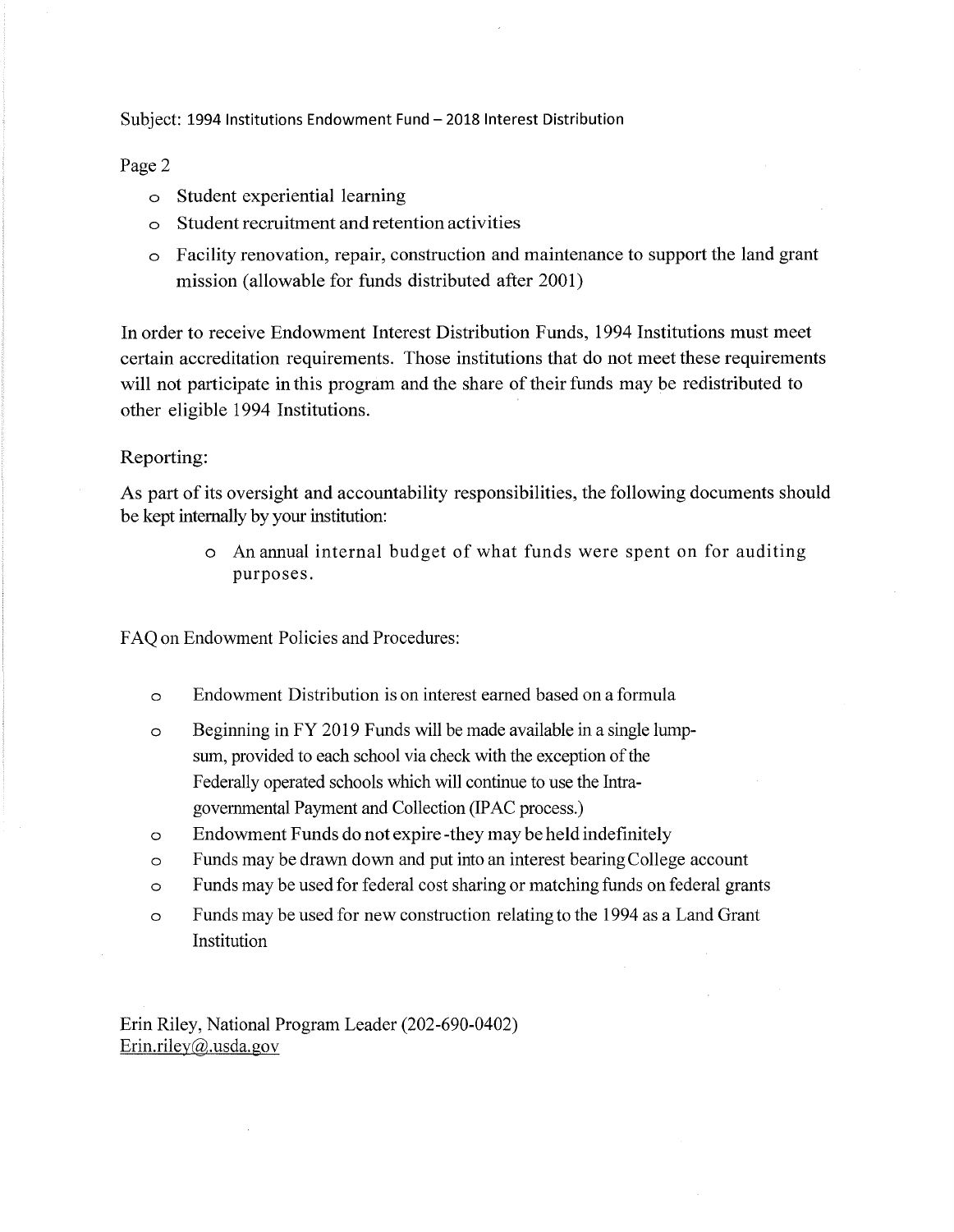Subject: 1994 Institutions Endowment Fund – 2018 Interest Distribution

Page 2

- Student experiential learning
- Student recruitment and retention activities
- Facility renovation, repair, construction and maintenance to support the land grant mission (allowable for funds distributed after 2001)

In order to receive Endowment Interest Distribution Funds, 1994 Institutions must meet certain accreditation requirements. Those institutions that do not meet these requirements will not participate in this program and the share of their funds may be redistributed to other eligible 1994 Institutions.

Reporting:

As part of its oversight and accountability responsibilities, the following documents should be kept internally by your institution:

- An annual internal budget of what funds were spent on for auditing purposes.

FAQ on Endowment Policies and Procedures:

- Endowment Distribution is on interest earned based on a formula
- Beginning in FY 2019 Funds will be made available in a single lump-sum, provided to each school via check with the exception of the Federally operated schools which will continue to use the Intra-governmental Payment and Collection (IPAC process.)
- Endowment Funds do not expire -they may be held indefinitely
- Funds may be drawn down and put into an interest bearing College account
- Funds may be used for federal cost sharing or matching funds on federal grants
- Funds may be used for new construction relating to the 1994 as a Land Grant Institution

Erin Riley, National Program Leader (202-690-0402)
Erin.riley@.usda.gov